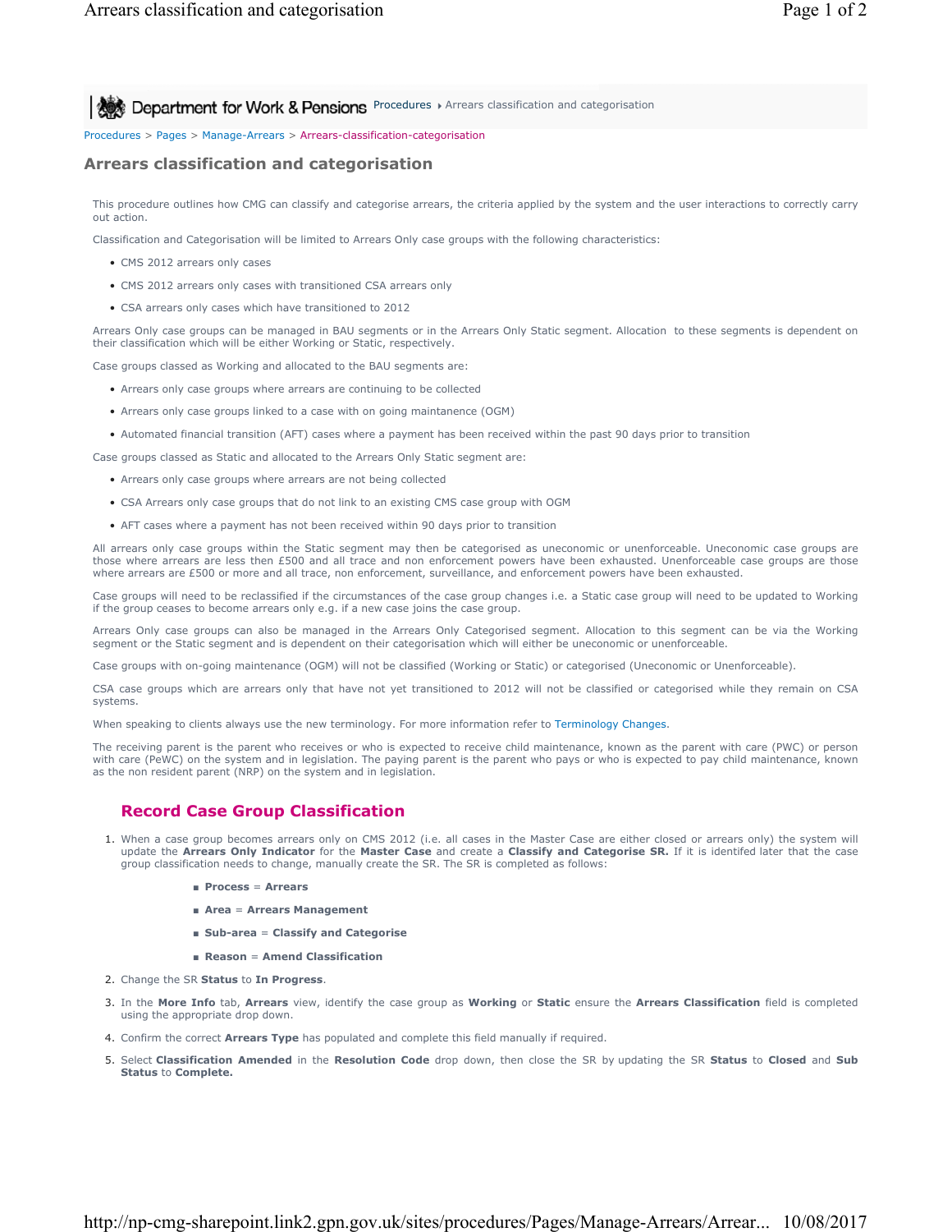Department for Work & Pensions Procedures ▸ Arrears classification and categorisation

Procedures > Pages > Manage-Arrears > Arrears-classification-categorisation

# Arrears classification and categorisation

This procedure outlines how CMG can classify and categorise arrears, the criteria applied by the system and the user interactions to correctly carry out action.

Classification and Categorisation will be limited to Arrears Only case groups with the following characteristics:

- CMS 2012 arrears only cases
- CMS 2012 arrears only cases with transitioned CSA arrears only
- CSA arrears only cases which have transitioned to 2012

Arrears Only case groups can be managed in BAU segments or in the Arrears Only Static segment. Allocation to these segments is dependent on their classification which will be either Working or Static, respectively.

Case groups classed as Working and allocated to the BAU segments are:

- Arrears only case groups where arrears are continuing to be collected
- Arrears only case groups linked to a case with on going maintenance (OGM)
- Automated financial transition (AFT) cases where a payment has been received within the past 90 days prior to transition

Case groups classed as Static and allocated to the Arrears Only Static segment are:

- Arrears only case groups where arrears are not being collected
- CSA Arrears only case groups that do not link to an existing CMS case group with OGM
- AFT cases where a payment has not been received within 90 days prior to transition

All arrears only case groups within the Static segment may then be categorised as uneconomic or unenforceable. Uneconomic case groups are those where arrears are less then £500 and all trace and non enforcement powers have been exhausted. Unenforceable case groups are those where arrears are £500 or more and all trace, non enforcement, surveillance, and enforcement powers have been exhausted.

Case groups will need to be reclassified if the circumstances of the case group changes i.e. a Static case group will need to be updated to Working if the group ceases to become arrears only e.g. if a new case joins the case group.

Arrears Only case groups can also be managed in the Arrears Only Categorised segment. Allocation to this segment can be via the Working segment or the Static segment and is dependent on their categorisation which will either be uneconomic or unenforceable.

Case groups with on-going maintenance (OGM) will not be classified (Working or Static) or categorised (Uneconomic or Unenforceable).

CSA case groups which are arrears only that have not yet transitioned to 2012 will not be classified or categorised while they remain on CSA systems.

When speaking to clients always use the new terminology. For more information refer to Terminology Changes.

The receiving parent is the parent who receives or who is expected to receive child maintenance, known as the parent with care (PWC) or person with care (PeWC) on the system and in legislation. The paying parent is the parent who pays or who is expected to pay child maintenance, known as the non resident parent (NRP) on the system and in legislation.

## Record Case Group Classification

1. When a case group becomes arrears only on CMS 2012 (i.e. all cases in the Master Case are either closed or arrears only) the system will update the **Arrears Only Indicator** for the **Master Case** and create a **Classify and Categorise SR.** If it is identified later that the case group classification needs to change, manually create the SR. The SR is completed as follows:
   - **Process** = **Arrears**
   - **Area** = **Arrears Management**
   - **Sub-area** = **Classify and Categorise**
   - **Reason** = **Amend Classification**
2. Change the SR **Status** to **In Progress**.
3. In the **More Info** tab, **Arrears** view, identify the case group as **Working** or **Static** ensure the **Arrears Classification** field is completed using the appropriate drop down.
4. Confirm the correct **Arrears Type** has populated and complete this field manually if required.
5. Select **Classification Amended** in the **Resolution Code** drop down, then close the SR by updating the SR **Status** to **Closed** and **Sub Status** to **Complete.**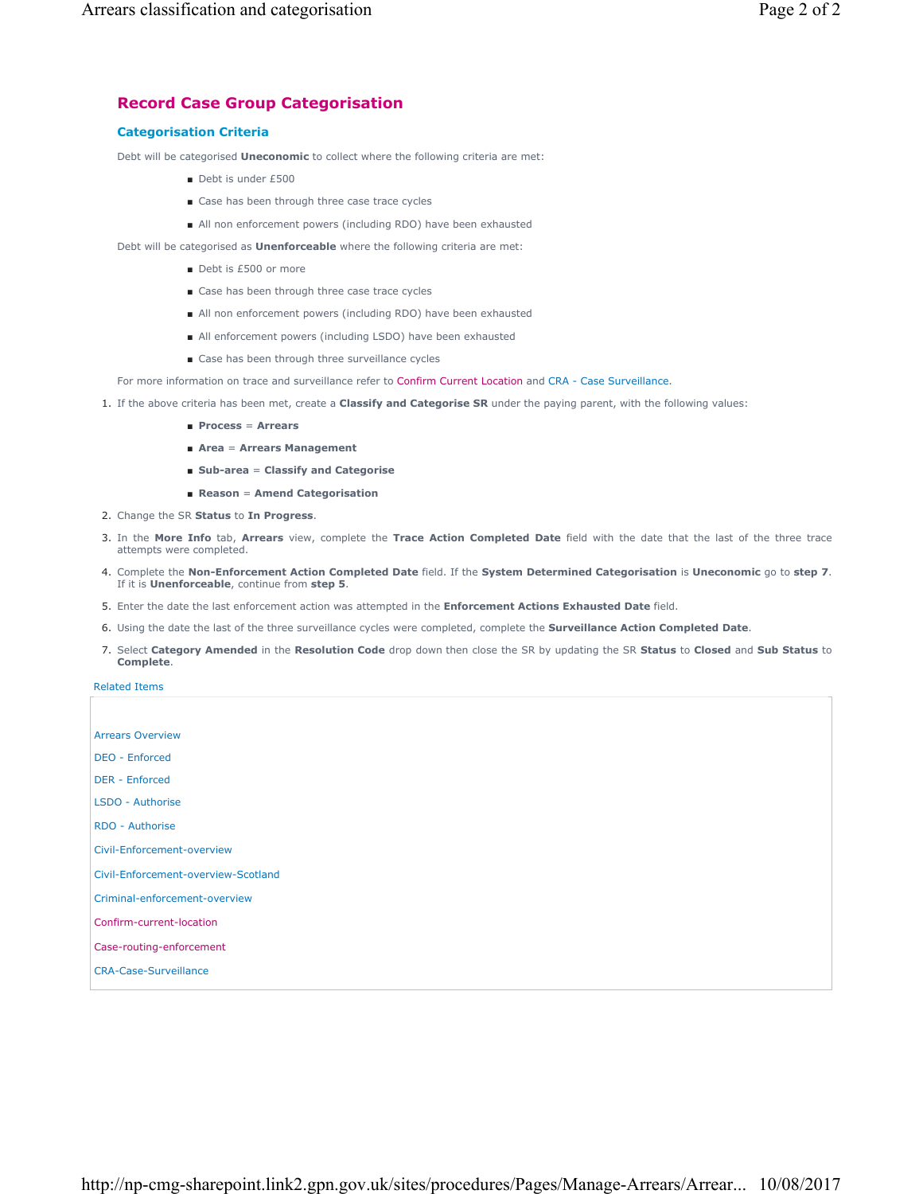## Record Case Group Categorisation

### Categorisation Criteria

Debt will be categorised **Uneconomic** to collect where the following criteria are met:

- Debt is under £500
- Case has been through three case trace cycles
- All non enforcement powers (including RDO) have been exhausted

Debt will be categorised as **Unenforceable** where the following criteria are met:

- Debt is £500 or more
- Case has been through three case trace cycles
- All non enforcement powers (including RDO) have been exhausted
- All enforcement powers (including LSDO) have been exhausted
- Case has been through three surveillance cycles

For more information on trace and surveillance refer to Confirm Current Location and CRA - Case Surveillance.

1. If the above criteria has been met, create a **Classify and Categorise SR** under the paying parent, with the following values:
   - **Process** = **Arrears**
   - **Area** = **Arrears Management**
   - **Sub-area** = **Classify and Categorise**
   - **Reason** = **Amend Categorisation**
2. Change the SR **Status** to **In Progress**.
3. In the **More Info** tab, **Arrears** view, complete the **Trace Action Completed Date** field with the date that the last of the three trace attempts were completed.
4. Complete the **Non-Enforcement Action Completed Date** field. If the **System Determined Categorisation** is **Uneconomic** go to **step 7**. If it is **Unenforceable**, continue from **step 5**.
5. Enter the date the last enforcement action was attempted in the **Enforcement Actions Exhausted Date** field.
6. Using the date the last of the three surveillance cycles were completed, complete the **Surveillance Action Completed Date**.
7. Select **Category Amended** in the **Resolution Code** drop down then close the SR by updating the SR **Status** to **Closed** and **Sub Status** to **Complete**.

Related Items

- Arrears Overview
- DEO - Enforced
- DER - Enforced
- LSDO - Authorise
- RDO - Authorise
- Civil-Enforcement-overview
- Civil-Enforcement-overview-Scotland
- Criminal-enforcement-overview
- Confirm-current-location
- Case-routing-enforcement
- CRA-Case-Surveillance